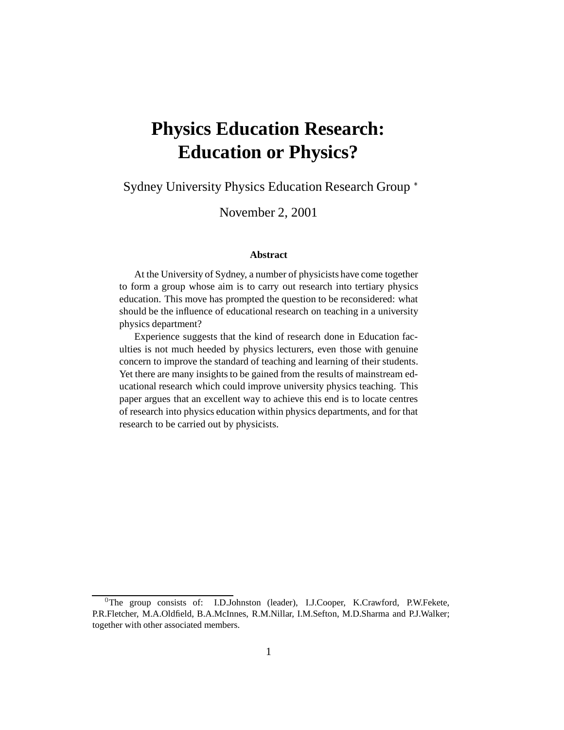# Physics Education Research: Education or Physics?

Sydney University Physics Education Research Group *

November 2, 2001

**Abstract**

At the University of Sydney, a number of physicists have come together to form a group whose aim is to carry out research into tertiary physics education. This move has prompted the question to be reconsidered: what should be the influence of educational research on teaching in a university physics department?

Experience suggests that the kind of research done in Education faculties is not much heeded by physics lecturers, even those with genuine concern to improve the standard of teaching and learning of their students. Yet there are many insights to be gained from the results of mainstream educational research which could improve university physics teaching. This paper argues that an excellent way to achieve this end is to locate centres of research into physics education within physics departments, and for that research to be carried out by physicists.

---

[0] The group consists of: I.D.Johnston (leader), I.J.Cooper, K.Crawford, P.W.Fekete, P.R.Fletcher, M.A.Oldfield, B.A.McInnes, R.M.Nillar, I.M.Sefton, M.D.Sharma and P.J.Walker; together with other associated members.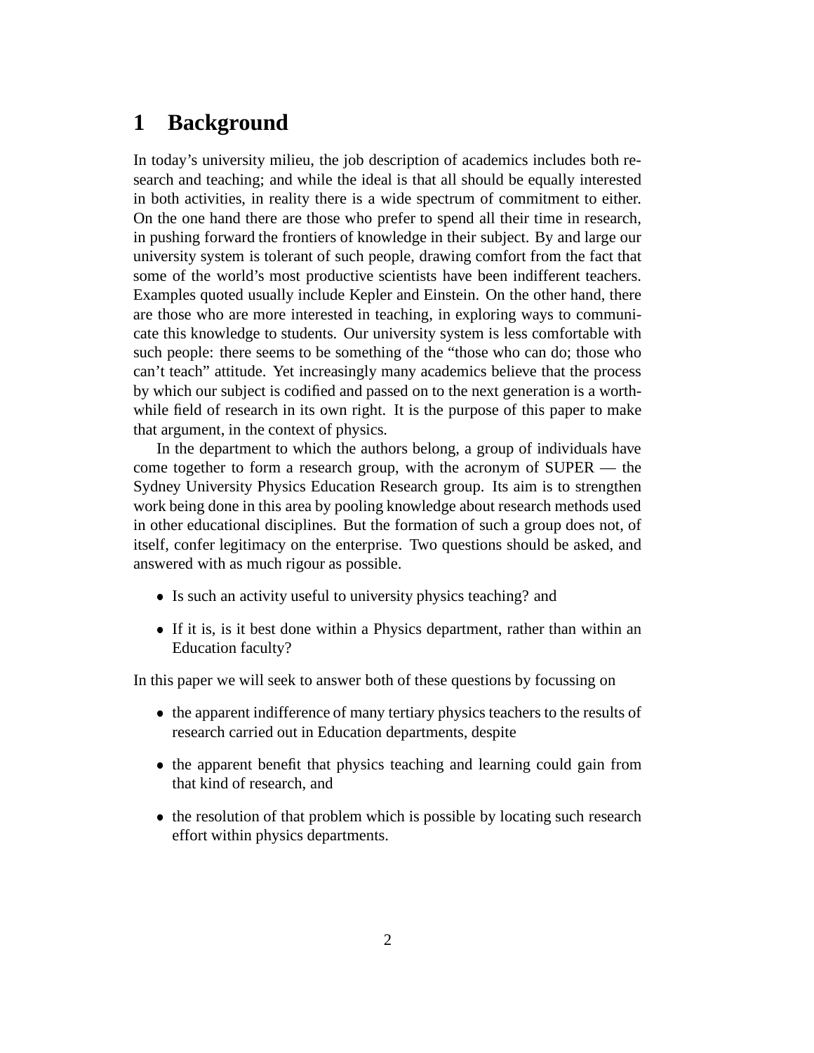# 1 Background

In today's university milieu, the job description of academics includes both research and teaching; and while the ideal is that all should be equally interested in both activities, in reality there is a wide spectrum of commitment to either. On the one hand there are those who prefer to spend all their time in research, in pushing forward the frontiers of knowledge in their subject. By and large our university system is tolerant of such people, drawing comfort from the fact that some of the world's most productive scientists have been indifferent teachers. Examples quoted usually include Kepler and Einstein. On the other hand, there are those who are more interested in teaching, in exploring ways to communicate this knowledge to students. Our university system is less comfortable with such people: there seems to be something of the "those who can do; those who can't teach" attitude. Yet increasingly many academics believe that the process by which our subject is codified and passed on to the next generation is a worthwhile field of research in its own right. It is the purpose of this paper to make that argument, in the context of physics.

In the department to which the authors belong, a group of individuals have come together to form a research group, with the acronym of SUPER — the Sydney University Physics Education Research group. Its aim is to strengthen work being done in this area by pooling knowledge about research methods used in other educational disciplines. But the formation of such a group does not, of itself, confer legitimacy on the enterprise. Two questions should be asked, and answered with as much rigour as possible.

- Is such an activity useful to university physics teaching? and
- If it is, is it best done within a Physics department, rather than within an Education faculty?

In this paper we will seek to answer both of these questions by focussing on

- the apparent indifference of many tertiary physics teachers to the results of research carried out in Education departments, despite
- the apparent benefit that physics teaching and learning could gain from that kind of research, and
- the resolution of that problem which is possible by locating such research effort within physics departments.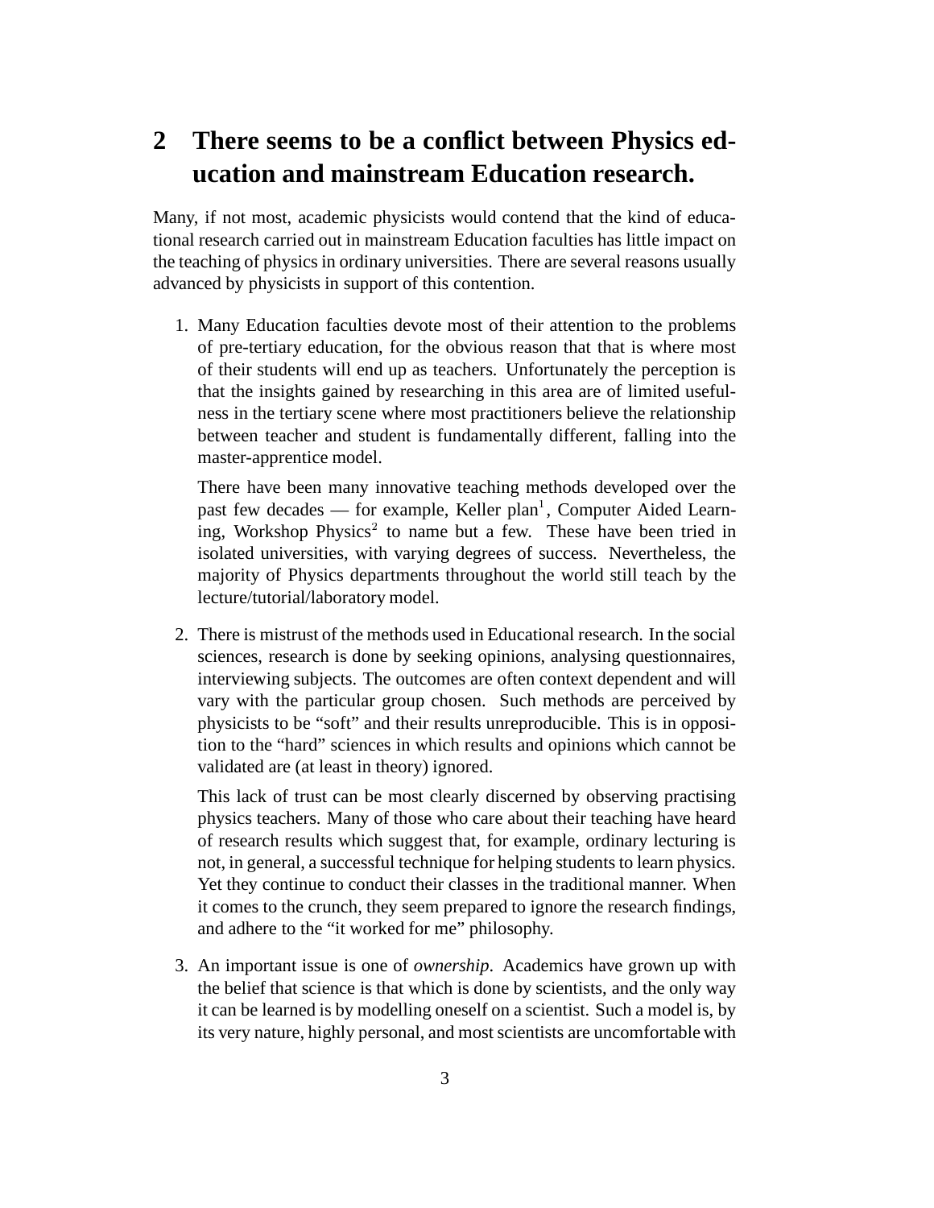## 2 There seems to be a conflict between Physics education and mainstream Education research.

Many, if not most, academic physicists would contend that the kind of educational research carried out in mainstream Education faculties has little impact on the teaching of physics in ordinary universities. There are several reasons usually advanced by physicists in support of this contention.

1. Many Education faculties devote most of their attention to the problems of pre-tertiary education, for the obvious reason that that is where most of their students will end up as teachers. Unfortunately the perception is that the insights gained by researching in this area are of limited usefulness in the tertiary scene where most practitioners believe the relationship between teacher and student is fundamentally different, falling into the master-apprentice model.

   There have been many innovative teaching methods developed over the past few decades — for example, Keller plan[1], Computer Aided Learning, Workshop Physics[2] to name but a few. These have been tried in isolated universities, with varying degrees of success. Nevertheless, the majority of Physics departments throughout the world still teach by the lecture/tutorial/laboratory model.

2. There is mistrust of the methods used in Educational research. In the social sciences, research is done by seeking opinions, analysing questionnaires, interviewing subjects. The outcomes are often context dependent and will vary with the particular group chosen. Such methods are perceived by physicists to be "soft" and their results unreproducible. This is in opposition to the "hard" sciences in which results and opinions which cannot be validated are (at least in theory) ignored.

   This lack of trust can be most clearly discerned by observing practising physics teachers. Many of those who care about their teaching have heard of research results which suggest that, for example, ordinary lecturing is not, in general, a successful technique for helping students to learn physics. Yet they continue to conduct their classes in the traditional manner. When it comes to the crunch, they seem prepared to ignore the research findings, and adhere to the "it worked for me" philosophy.

3. An important issue is one of *ownership*. Academics have grown up with the belief that science is that which is done by scientists, and the only way it can be learned is by modelling oneself on a scientist. Such a model is, by its very nature, highly personal, and most scientists are uncomfortable with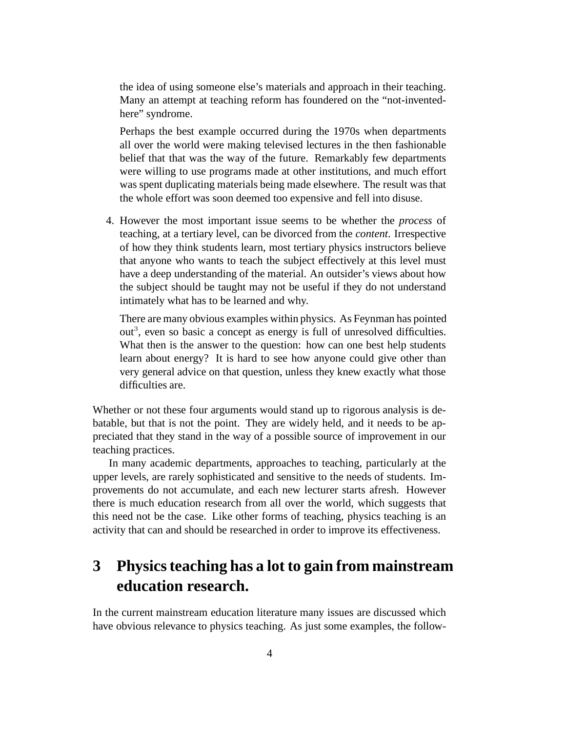the idea of using someone else's materials and approach in their teaching. Many an attempt at teaching reform has foundered on the "not-invented-here" syndrome.

Perhaps the best example occurred during the 1970s when departments all over the world were making televised lectures in the then fashionable belief that that was the way of the future. Remarkably few departments were willing to use programs made at other institutions, and much effort was spent duplicating materials being made elsewhere. The result was that the whole effort was soon deemed too expensive and fell into disuse.

4. However the most important issue seems to be whether the *process* of teaching, at a tertiary level, can be divorced from the *content*. Irrespective of how they think students learn, most tertiary physics instructors believe that anyone who wants to teach the subject effectively at this level must have a deep understanding of the material. An outsider's views about how the subject should be taught may not be useful if they do not understand intimately what has to be learned and why.

   There are many obvious examples within physics. As Feynman has pointed out[3], even so basic a concept as energy is full of unresolved difficulties. What then is the answer to the question: how can one best help students learn about energy? It is hard to see how anyone could give other than very general advice on that question, unless they knew exactly what those difficulties are.

Whether or not these four arguments would stand up to rigorous analysis is debatable, but that is not the point. They are widely held, and it needs to be appreciated that they stand in the way of a possible source of improvement in our teaching practices.

In many academic departments, approaches to teaching, particularly at the upper levels, are rarely sophisticated and sensitive to the needs of students. Improvements do not accumulate, and each new lecturer starts afresh. However there is much education research from all over the world, which suggests that this need not be the case. Like other forms of teaching, physics teaching is an activity that can and should be researched in order to improve its effectiveness.

# 3 Physics teaching has a lot to gain from mainstream education research.

In the current mainstream education literature many issues are discussed which have obvious relevance to physics teaching. As just some examples, the follow-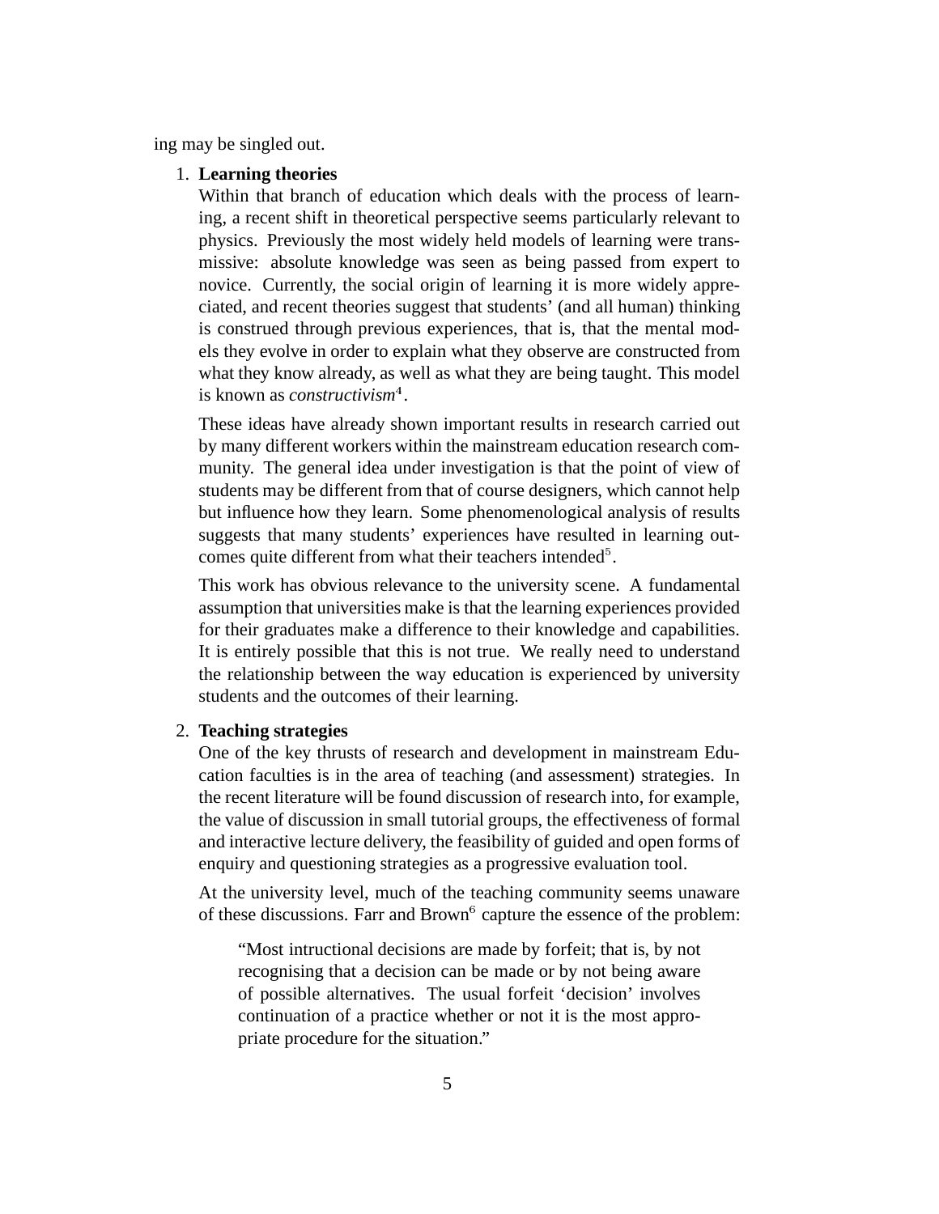ing may be singled out.

1. **Learning theories**
   Within that branch of education which deals with the process of learning, a recent shift in theoretical perspective seems particularly relevant to physics. Previously the most widely held models of learning were transmissive: absolute knowledge was seen as being passed from expert to novice. Currently, the social origin of learning it is more widely appreciated, and recent theories suggest that students' (and all human) thinking is construed through previous experiences, that is, that the mental models they evolve in order to explain what they observe are constructed from what they know already, as well as what they are being taught. This model is known as *constructivism*[4].

   These ideas have already shown important results in research carried out by many different workers within the mainstream education research community. The general idea under investigation is that the point of view of students may be different from that of course designers, which cannot help but influence how they learn. Some phenomenological analysis of results suggests that many students' experiences have resulted in learning outcomes quite different from what their teachers intended[5].

   This work has obvious relevance to the university scene. A fundamental assumption that universities make is that the learning experiences provided for their graduates make a difference to their knowledge and capabilities. It is entirely possible that this is not true. We really need to understand the relationship between the way education is experienced by university students and the outcomes of their learning.

2. **Teaching strategies**
   One of the key thrusts of research and development in mainstream Education faculties is in the area of teaching (and assessment) strategies. In the recent literature will be found discussion of research into, for example, the value of discussion in small tutorial groups, the effectiveness of formal and interactive lecture delivery, the feasibility of guided and open forms of enquiry and questioning strategies as a progressive evaluation tool.

   At the university level, much of the teaching community seems unaware of these discussions. Farr and Brown[6] capture the essence of the problem:

   > "Most intructional decisions are made by forfeit; that is, by not recognising that a decision can be made or by not being aware of possible alternatives. The usual forfeit 'decision' involves continuation of a practice whether or not it is the most appropriate procedure for the situation."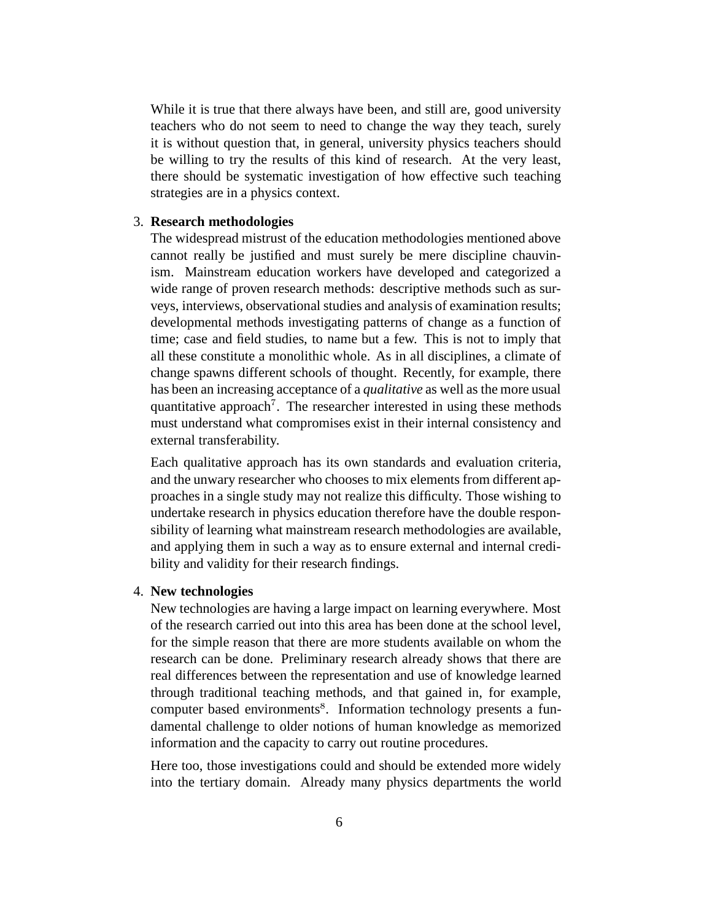While it is true that there always have been, and still are, good university teachers who do not seem to need to change the way they teach, surely it is without question that, in general, university physics teachers should be willing to try the results of this kind of research. At the very least, there should be systematic investigation of how effective such teaching strategies are in a physics context.

3. **Research methodologies**
   The widespread mistrust of the education methodologies mentioned above cannot really be justified and must surely be mere discipline chauvinism. Mainstream education workers have developed and categorized a wide range of proven research methods: descriptive methods such as surveys, interviews, observational studies and analysis of examination results; developmental methods investigating patterns of change as a function of time; case and field studies, to name but a few. This is not to imply that all these constitute a monolithic whole. As in all disciplines, a climate of change spawns different schools of thought. Recently, for example, there has been an increasing acceptance of a *qualitative* as well as the more usual quantitative approach[7]. The researcher interested in using these methods must understand what compromises exist in their internal consistency and external transferability.

   Each qualitative approach has its own standards and evaluation criteria, and the unwary researcher who chooses to mix elements from different approaches in a single study may not realize this difficulty. Those wishing to undertake research in physics education therefore have the double responsibility of learning what mainstream research methodologies are available, and applying them in such a way as to ensure external and internal credibility and validity for their research findings.

4. **New technologies**
   New technologies are having a large impact on learning everywhere. Most of the research carried out into this area has been done at the school level, for the simple reason that there are more students available on whom the research can be done. Preliminary research already shows that there are real differences between the representation and use of knowledge learned through traditional teaching methods, and that gained in, for example, computer based environments[8]. Information technology presents a fundamental challenge to older notions of human knowledge as memorized information and the capacity to carry out routine procedures.

   Here too, those investigations could and should be extended more widely into the tertiary domain. Already many physics departments the world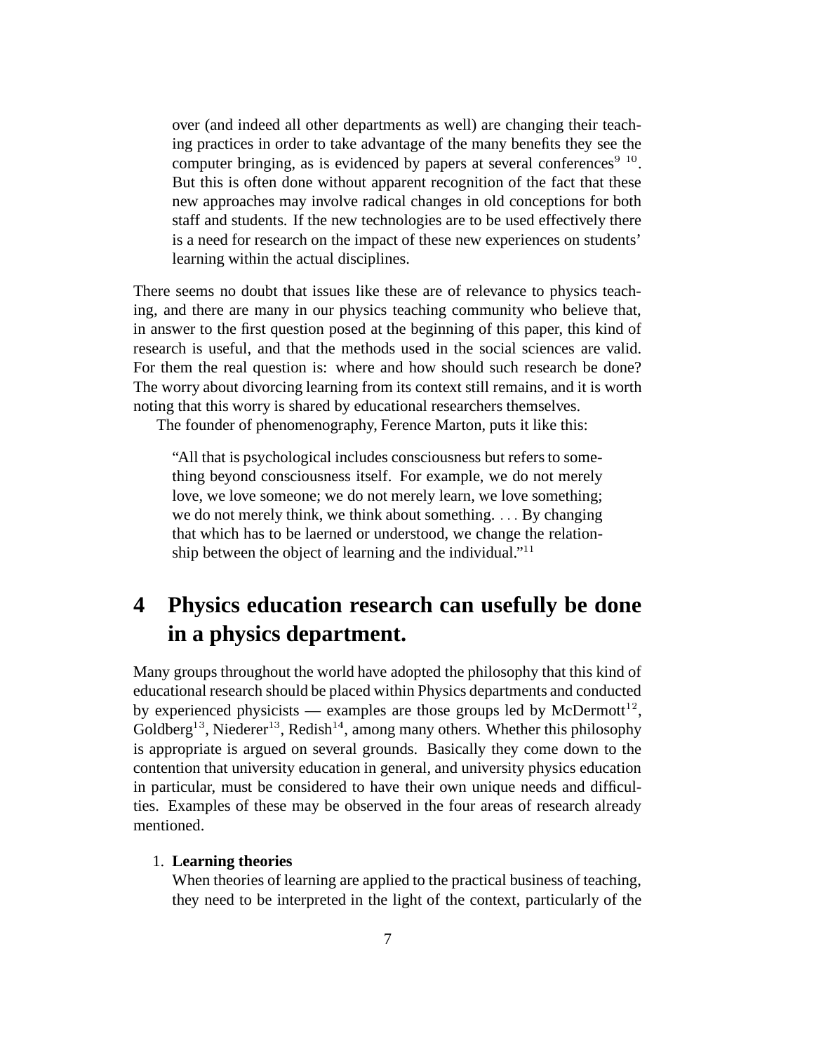> over (and indeed all other departments as well) are changing their teaching practices in order to take advantage of the many benefits they see the computer bringing, as is evidenced by papers at several conferences[9, 10]. But this is often done without apparent recognition of the fact that these new approaches may involve radical changes in old conceptions for both staff and students. If the new technologies are to be used effectively there is a need for research on the impact of these new experiences on students' learning within the actual disciplines.

There seems no doubt that issues like these are of relevance to physics teaching, and there are many in our physics teaching community who believe that, in answer to the first question posed at the beginning of this paper, this kind of research is useful, and that the methods used in the social sciences are valid. For them the real question is: where and how should such research be done? The worry about divorcing learning from its context still remains, and it is worth noting that this worry is shared by educational researchers themselves.

The founder of phenomenography, Ference Marton, puts it like this:

> "All that is psychological includes consciousness but refers to something beyond consciousness itself. For example, we do not merely love, we love someone; we do not merely learn, we love something; we do not merely think, we think about something. . . . By changing that which has to be laerned or understood, we change the relationship between the object of learning and the individual."[11]

# 4 Physics education research can usefully be done in a physics department.

Many groups throughout the world have adopted the philosophy that this kind of educational research should be placed within Physics departments and conducted by experienced physicists — examples are those groups led by McDermott[12], Goldberg[13], Niederer[13], Redish[14], among many others. Whether this philosophy is appropriate is argued on several grounds. Basically they come down to the contention that university education in general, and university physics education in particular, must be considered to have their own unique needs and difficulties. Examples of these may be observed in the four areas of research already mentioned.

1. **Learning theories**
   When theories of learning are applied to the practical business of teaching, they need to be interpreted in the light of the context, particularly of the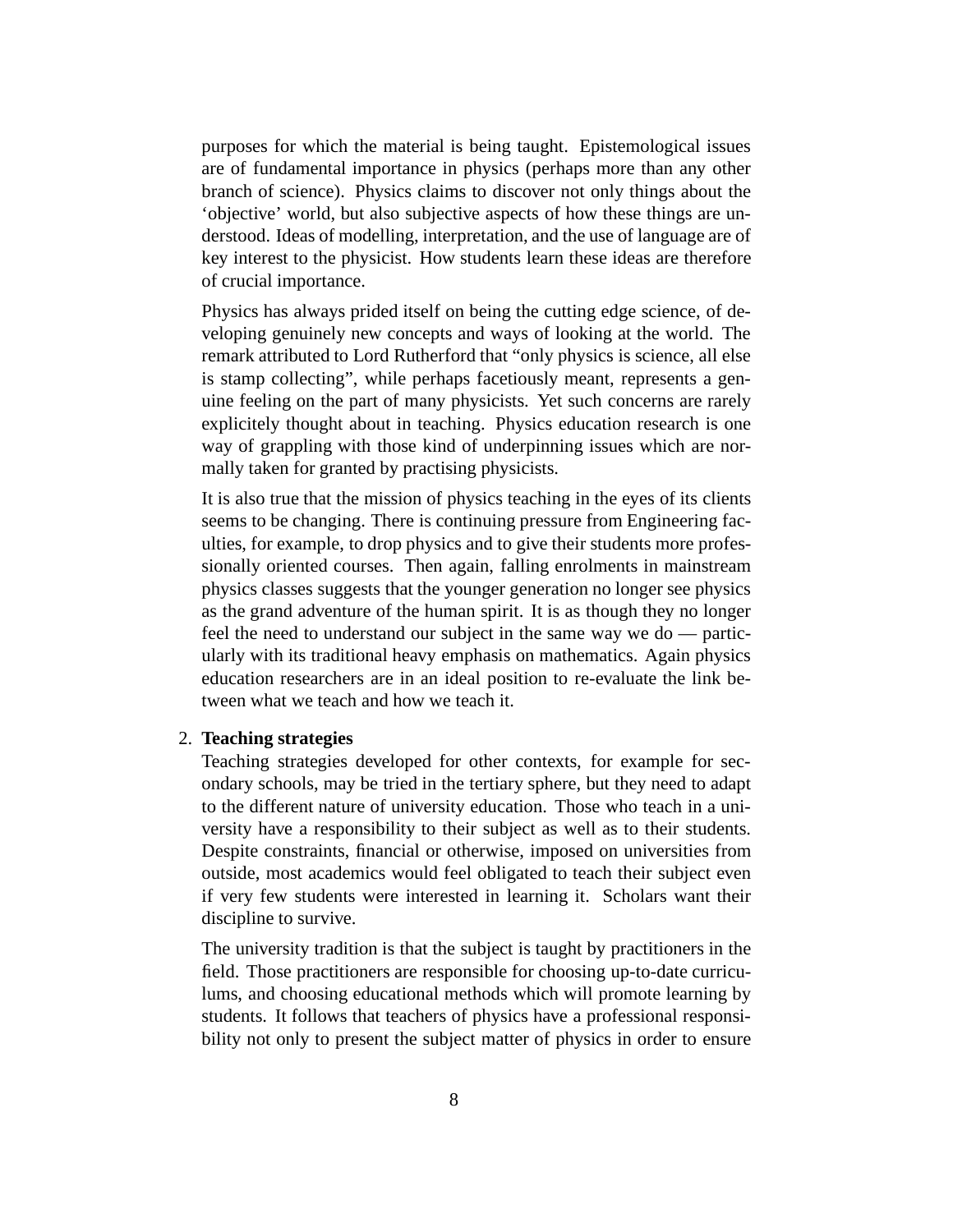purposes for which the material is being taught. Epistemological issues are of fundamental importance in physics (perhaps more than any other branch of science). Physics claims to discover not only things about the 'objective' world, but also subjective aspects of how these things are understood. Ideas of modelling, interpretation, and the use of language are of key interest to the physicist. How students learn these ideas are therefore of crucial importance.

Physics has always prided itself on being the cutting edge science, of developing genuinely new concepts and ways of looking at the world. The remark attributed to Lord Rutherford that "only physics is science, all else is stamp collecting", while perhaps facetiously meant, represents a genuine feeling on the part of many physicists. Yet such concerns are rarely explicitely thought about in teaching. Physics education research is one way of grappling with those kind of underpinning issues which are normally taken for granted by practising physicists.

It is also true that the mission of physics teaching in the eyes of its clients seems to be changing. There is continuing pressure from Engineering faculties, for example, to drop physics and to give their students more professionally oriented courses. Then again, falling enrolments in mainstream physics classes suggests that the younger generation no longer see physics as the grand adventure of the human spirit. It is as though they no longer feel the need to understand our subject in the same way we do — particularly with its traditional heavy emphasis on mathematics. Again physics education researchers are in an ideal position to re-evaluate the link between what we teach and how we teach it.

2. **Teaching strategies**

   Teaching strategies developed for other contexts, for example for secondary schools, may be tried in the tertiary sphere, but they need to adapt to the different nature of university education. Those who teach in a university have a responsibility to their subject as well as to their students. Despite constraints, financial or otherwise, imposed on universities from outside, most academics would feel obligated to teach their subject even if very few students were interested in learning it. Scholars want their discipline to survive.

   The university tradition is that the subject is taught by practitioners in the field. Those practitioners are responsible for choosing up-to-date curriculums, and choosing educational methods which will promote learning by students. It follows that teachers of physics have a professional responsibility not only to present the subject matter of physics in order to ensure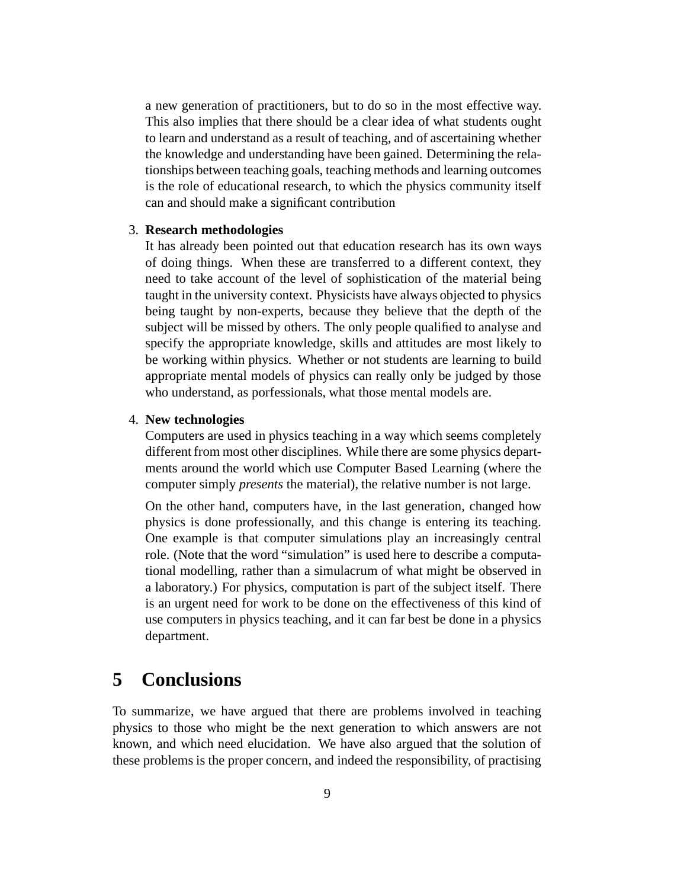a new generation of practitioners, but to do so in the most effective way. This also implies that there should be a clear idea of what students ought to learn and understand as a result of teaching, and of ascertaining whether the knowledge and understanding have been gained. Determining the relationships between teaching goals, teaching methods and learning outcomes is the role of educational research, to which the physics community itself can and should make a significant contribution

3. **Research methodologies**
   It has already been pointed out that education research has its own ways of doing things. When these are transferred to a different context, they need to take account of the level of sophistication of the material being taught in the university context. Physicists have always objected to physics being taught by non-experts, because they believe that the depth of the subject will be missed by others. The only people qualified to analyse and specify the appropriate knowledge, skills and attitudes are most likely to be working within physics. Whether or not students are learning to build appropriate mental models of physics can really only be judged by those who understand, as porfessionals, what those mental models are.

4. **New technologies**
   Computers are used in physics teaching in a way which seems completely different from most other disciplines. While there are some physics departments around the world which use Computer Based Learning (where the computer simply *presents* the material), the relative number is not large.

   On the other hand, computers have, in the last generation, changed how physics is done professionally, and this change is entering its teaching. One example is that computer simulations play an increasingly central role. (Note that the word "simulation" is used here to describe a computational modelling, rather than a simulacrum of what might be observed in a laboratory.) For physics, computation is part of the subject itself. There is an urgent need for work to be done on the effectiveness of this kind of use computers in physics teaching, and it can far best be done in a physics department.

# 5 Conclusions

To summarize, we have argued that there are problems involved in teaching physics to those who might be the next generation to which answers are not known, and which need elucidation. We have also argued that the solution of these problems is the proper concern, and indeed the responsibility, of practising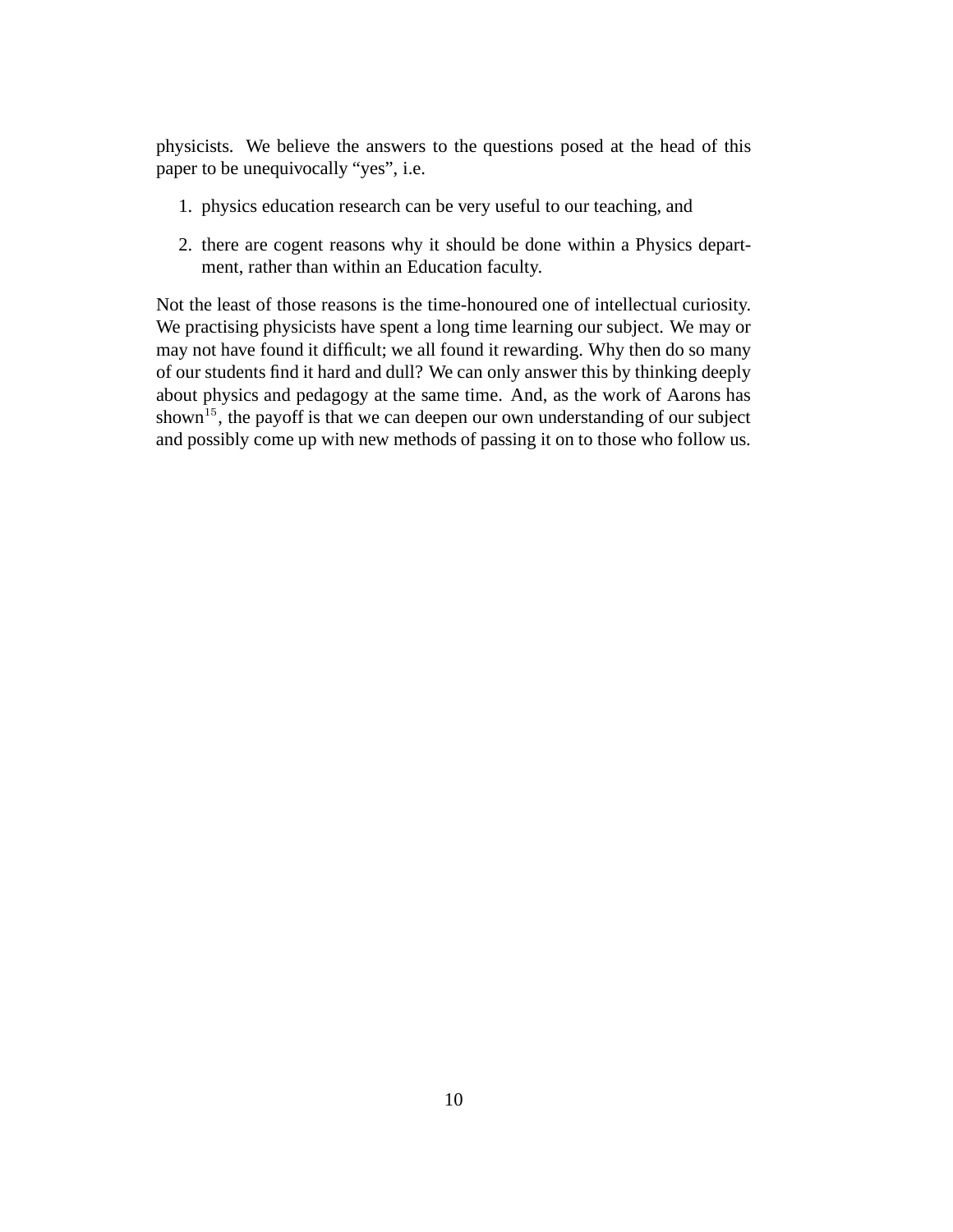physicists. We believe the answers to the questions posed at the head of this paper to be unequivocally "yes", i.e.

1. physics education research can be very useful to our teaching, and
2. there are cogent reasons why it should be done within a Physics department, rather than within an Education faculty.

Not the least of those reasons is the time-honoured one of intellectual curiosity. We practising physicists have spent a long time learning our subject. We may or may not have found it difficult; we all found it rewarding. Why then do so many of our students find it hard and dull? We can only answer this by thinking deeply about physics and pedagogy at the same time. And, as the work of Aarons has shown[15], the payoff is that we can deepen our own understanding of our subject and possibly come up with new methods of passing it on to those who follow us.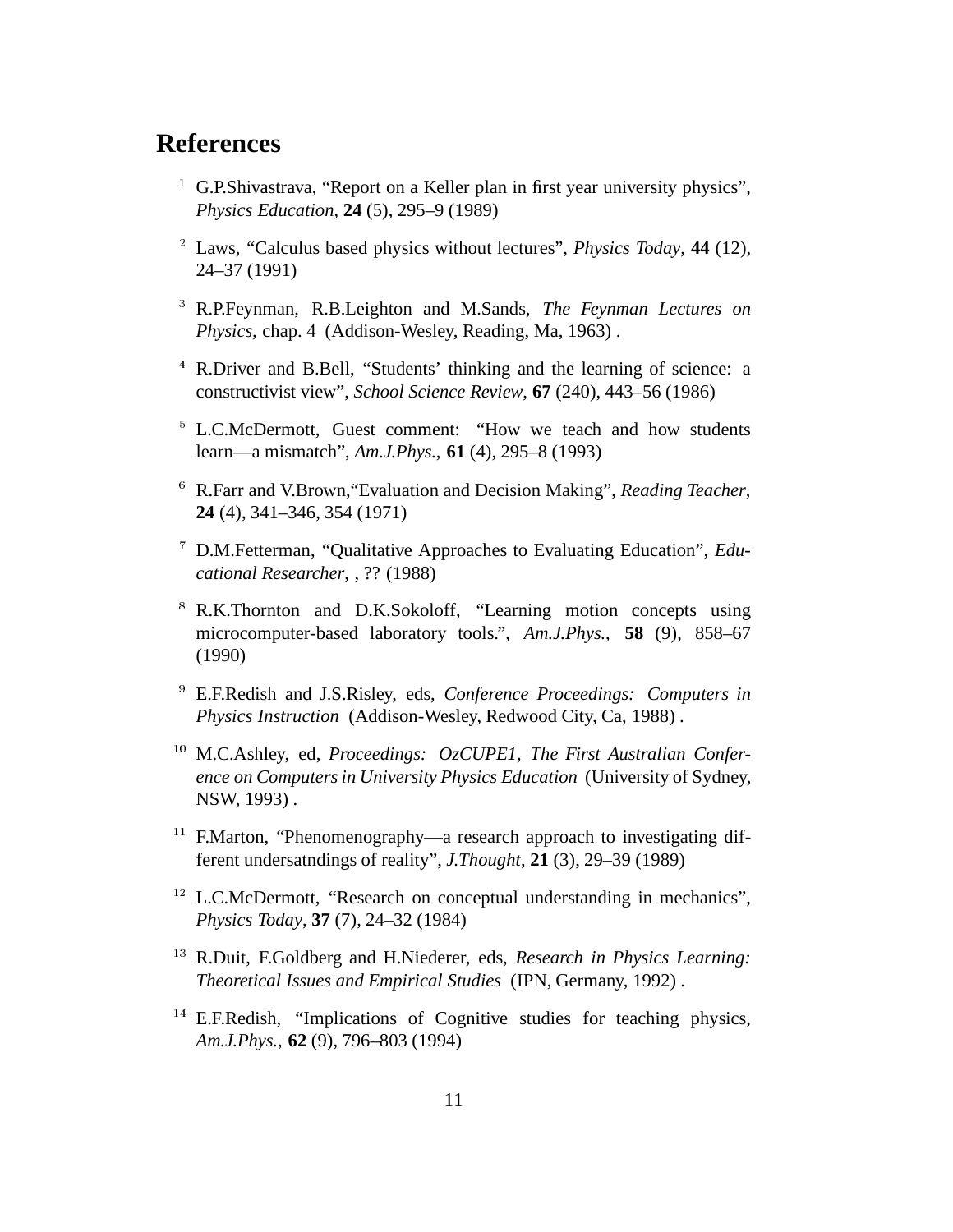# References

[1] G.P.Shivastrava, "Report on a Keller plan in first year university physics", *Physics Education*, **24** (5), 295–9 (1989)

[2] Laws, "Calculus based physics without lectures", *Physics Today*, **44** (12), 24–37 (1991)

[3] R.P.Feynman, R.B.Leighton and M.Sands, *The Feynman Lectures on Physics*, chap. 4 (Addison-Wesley, Reading, Ma, 1963) .

[4] R.Driver and B.Bell, "Students' thinking and the learning of science: a constructivist view", *School Science Review*, **67** (240), 443–56 (1986)

[5] L.C.McDermott, Guest comment: "How we teach and how students learn—a mismatch", *Am.J.Phys.*, **61** (4), 295–8 (1993)

[6] R.Farr and V.Brown,"Evaluation and Decision Making", *Reading Teacher*, **24** (4), 341–346, 354 (1971)

[7] D.M.Fetterman, "Qualitative Approaches to Evaluating Education", *Educational Researcher*, , ?? (1988)

[8] R.K.Thornton and D.K.Sokoloff, "Learning motion concepts using microcomputer-based laboratory tools.", *Am.J.Phys.*, **58** (9), 858–67 (1990)

[9] E.F.Redish and J.S.Risley, eds, *Conference Proceedings: Computers in Physics Instruction* (Addison-Wesley, Redwood City, Ca, 1988) .

[10] M.C.Ashley, ed, *Proceedings: OzCUPE1, The First Australian Conference on Computers in University Physics Education* (University of Sydney, NSW, 1993) .

[11] F.Marton, "Phenomenography—a research approach to investigating different undersatndings of reality", *J.Thought*, **21** (3), 29–39 (1989)

[12] L.C.McDermott, "Research on conceptual understanding in mechanics", *Physics Today*, **37** (7), 24–32 (1984)

[13] R.Duit, F.Goldberg and H.Niederer, eds, *Research in Physics Learning: Theoretical Issues and Empirical Studies* (IPN, Germany, 1992) .

[14] E.F.Redish, "Implications of Cognitive studies for teaching physics, *Am.J.Phys.*, **62** (9), 796–803 (1994)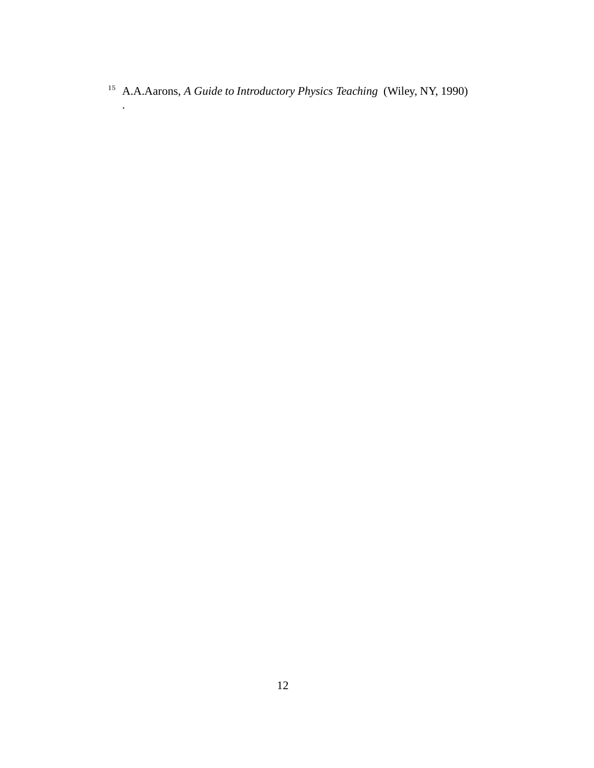[15] A.A.Aarons, *A Guide to Introductory Physics Teaching* (Wiley, NY, 1990)
.